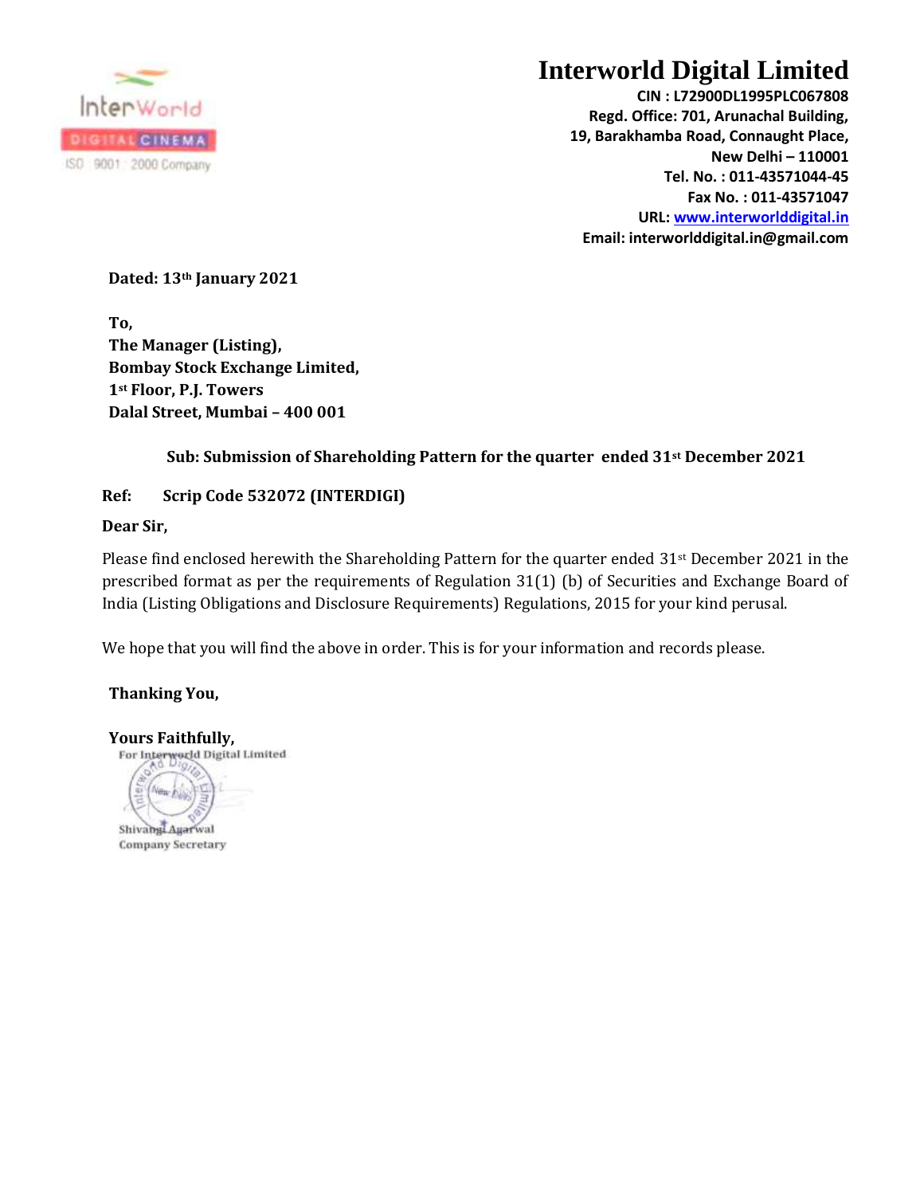# Interworld Digital Limited

**CIN : L72900DL1995PLC067808**
**Regd. Office: 701, Arunachal Building,**
**19, Barakhamba Road, Connaught Place,**
**New Delhi – 110001**
**Tel. No. : 011-43571044-45**
**Fax No. : 011-43571047**
**URL: www.interworlddigital.in**
**Email: interworlddigital.in@gmail.com**

**Dated: 13th January 2021**

**To,**
**The Manager (Listing),**
**Bombay Stock Exchange Limited,**
**1st Floor, P.J. Towers**
**Dalal Street, Mumbai – 400 001**

**Sub: Submission of Shareholding Pattern for the quarter ended 31st December 2021**

**Ref: Scrip Code 532072 (INTERDIGI)**

**Dear Sir,**

Please find enclosed herewith the Shareholding Pattern for the quarter ended 31st December 2021 in the prescribed format as per the requirements of Regulation 31(1) (b) of Securities and Exchange Board of India (Listing Obligations and Disclosure Requirements) Regulations, 2015 for your kind perusal.

We hope that you will find the above in order. This is for your information and records please.

**Thanking You,**

**Yours Faithfully,**

For Interworld Digital Limited

Shivangi Agarwal
Company Secretary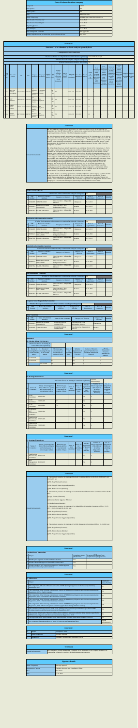# General information about company

# Annexure I

## Annexure I to be submitted by listed entity on quarterly basis

### I. Composition of Board of Directors

## Text Block

## Audit Committee Details

## Nomination and remuneration committee

## Stakeholders Relationship Committee

## Risk Management Committee

## Corporate Social Responsibility Committee

## Other Committee

# Annexure 1

## Annexure 1

### III. Meeting of Board of Directors

# Annexure 1

### IV. Meeting of Committees

# Annexure 1

### IV. Meeting of Committees

## Text Block

# Annexure 1

### V. Related Party Transactions

# Annexure 1

### VI. Affirmations

# Annexure 1

## Text Block

## Signatory Details